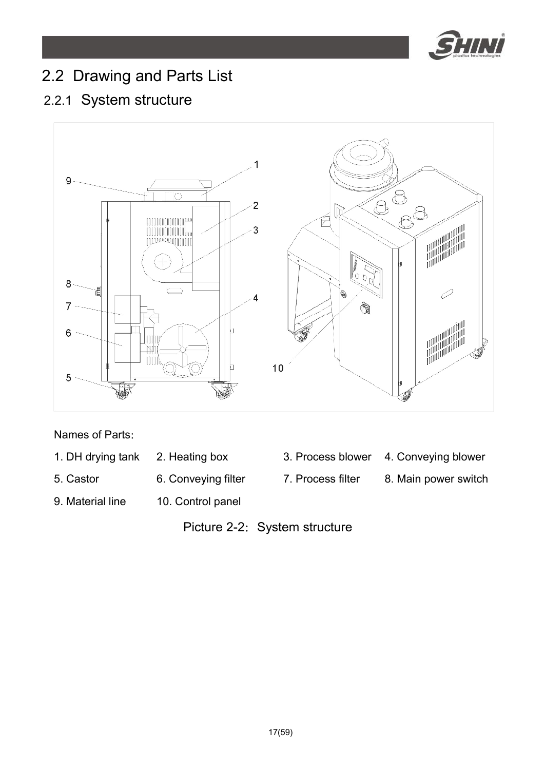## 2.2 Drawing and Parts List

### 2.2.1 System structure

Names of Parts:

1. DH drying tank
2. Heating box
3. Process blower
4. Conveying blower
5. Castor
6. Conveying filter
7. Process filter
8. Main power switch
9. Material line
10. Control panel

Picture 2-2: System structure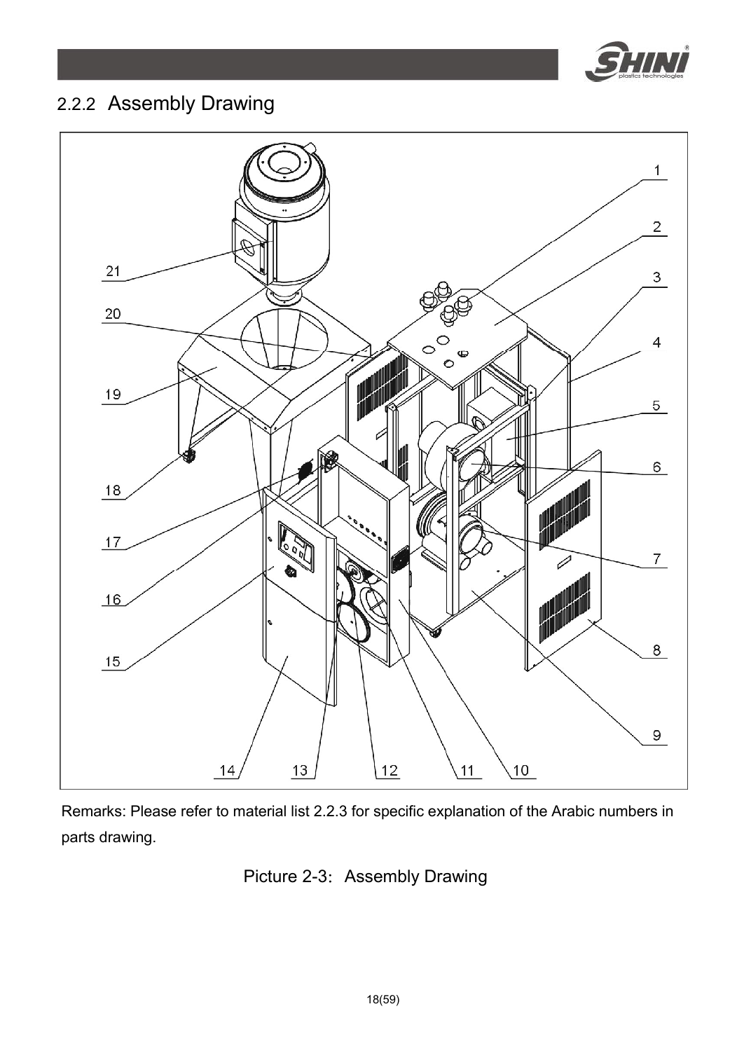## 2.2.2 Assembly Drawing

Remarks: Please refer to material list 2.2.3 for specific explanation of the Arabic numbers in parts drawing.

Picture 2-3: Assembly Drawing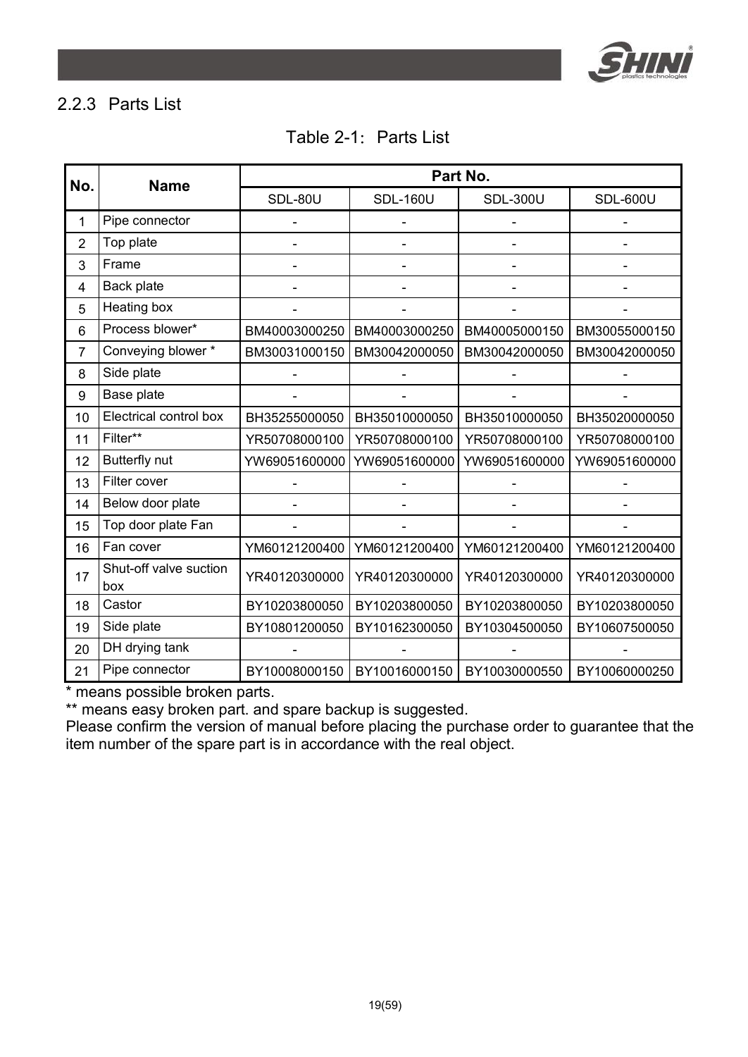### 2.2.3 Parts List

Table 2-1: Parts List

| No. | Name | Part No. | | | |
|---|---|---|---|---|---|
| | | SDL-80U | SDL-160U | SDL-300U | SDL-600U |
| 1 | Pipe connector | - | - | - | - |
| 2 | Top plate | - | - | - | - |
| 3 | Frame | - | - | - | - |
| 4 | Back plate | - | - | - | - |
| 5 | Heating box | - | - | - | - |
| 6 | Process blower* | BM40003000250 | BM40003000250 | BM40005000150 | BM30055000150 |
| 7 | Conveying blower * | BM30031000150 | BM30042000050 | BM30042000050 | BM30042000050 |
| 8 | Side plate | - | - | - | - |
| 9 | Base plate | - | - | - | - |
| 10 | Electrical control box | BH35255000050 | BH35010000050 | BH35010000050 | BH35020000050 |
| 11 | Filter** | YR50708000100 | YR50708000100 | YR50708000100 | YR50708000100 |
| 12 | Butterfly nut | YW69051600000 | YW69051600000 | YW69051600000 | YW69051600000 |
| 13 | Filter cover | - | - | - | - |
| 14 | Below door plate | - | - | - | - |
| 15 | Top door plate Fan | - | - | - | - |
| 16 | Fan cover | YM60121200400 | YM60121200400 | YM60121200400 | YM60121200400 |
| 17 | Shut-off valve suction box | YR40120300000 | YR40120300000 | YR40120300000 | YR40120300000 |
| 18 | Castor | BY10203800050 | BY10203800050 | BY10203800050 | BY10203800050 |
| 19 | Side plate | BY10801200050 | BY10162300050 | BY10304500050 | BY10607500050 |
| 20 | DH drying tank | - | - | - | - |
| 21 | Pipe connector | BY10008000150 | BY10016000150 | BY10030000550 | BY10060000250 |

* means possible broken parts.

** means easy broken part. and spare backup is suggested.

Please confirm the version of manual before placing the purchase order to guarantee that the item number of the spare part is in accordance with the real object.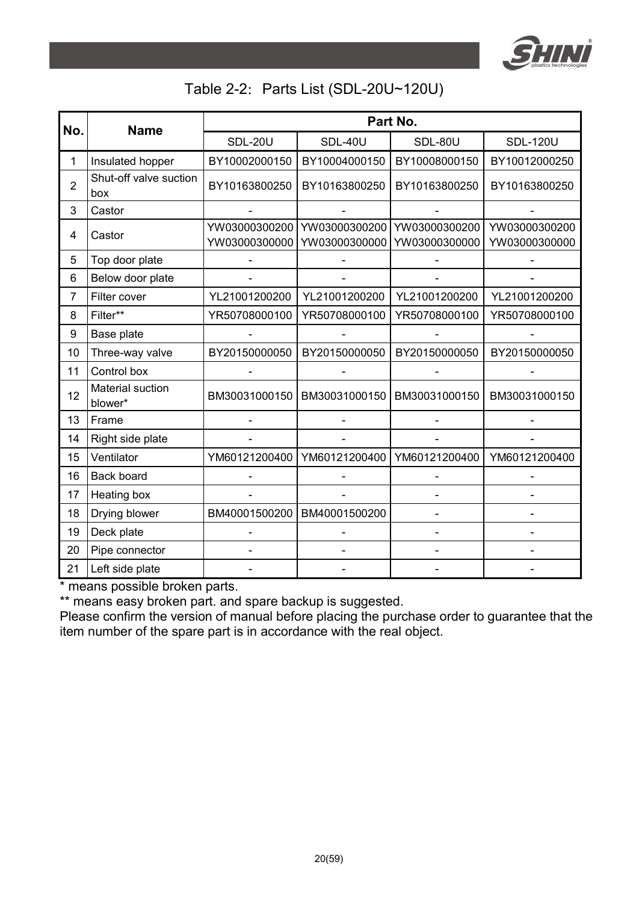Table 2-2: Parts List (SDL-20U~120U)

| No. | Name | Part No. | | | |
|---|---|---|---|---|---|
| | | SDL-20U | SDL-40U | SDL-80U | SDL-120U |
| 1 | Insulated hopper | BY10002000150 | BY10004000150 | BY10008000150 | BY10012000250 |
| 2 | Shut-off valve suction box | BY10163800250 | BY10163800250 | BY10163800250 | BY10163800250 |
| 3 | Castor | - | - | - | - |
| 4 | Castor | YW03000300200 YW03000300000 | YW03000300200 YW03000300000 | YW03000300200 YW03000300000 | YW03000300200 YW03000300000 |
| 5 | Top door plate | - | - | - | - |
| 6 | Below door plate | - | - | - | - |
| 7 | Filter cover | YL21001200200 | YL21001200200 | YL21001200200 | YL21001200200 |
| 8 | Filter** | YR50708000100 | YR50708000100 | YR50708000100 | YR50708000100 |
| 9 | Base plate | - | - | - | - |
| 10 | Three-way valve | BY20150000050 | BY20150000050 | BY20150000050 | BY20150000050 |
| 11 | Control box | - | - | - | - |
| 12 | Material suction blower* | BM30031000150 | BM30031000150 | BM30031000150 | BM30031000150 |
| 13 | Frame | - | - | - | - |
| 14 | Right side plate | - | - | - | - |
| 15 | Ventilator | YM60121200400 | YM60121200400 | YM60121200400 | YM60121200400 |
| 16 | Back board | - | - | - | - |
| 17 | Heating box | - | - | - | - |
| 18 | Drying blower | BM40001500200 | BM40001500200 | - | - |
| 19 | Deck plate | - | - | - | - |
| 20 | Pipe connector | - | - | - | - |
| 21 | Left side plate | - | - | - | - |

* means possible broken parts.

** means easy broken part. and spare backup is suggested.

Please confirm the version of manual before placing the purchase order to guarantee that the item number of the spare part is in accordance with the real object.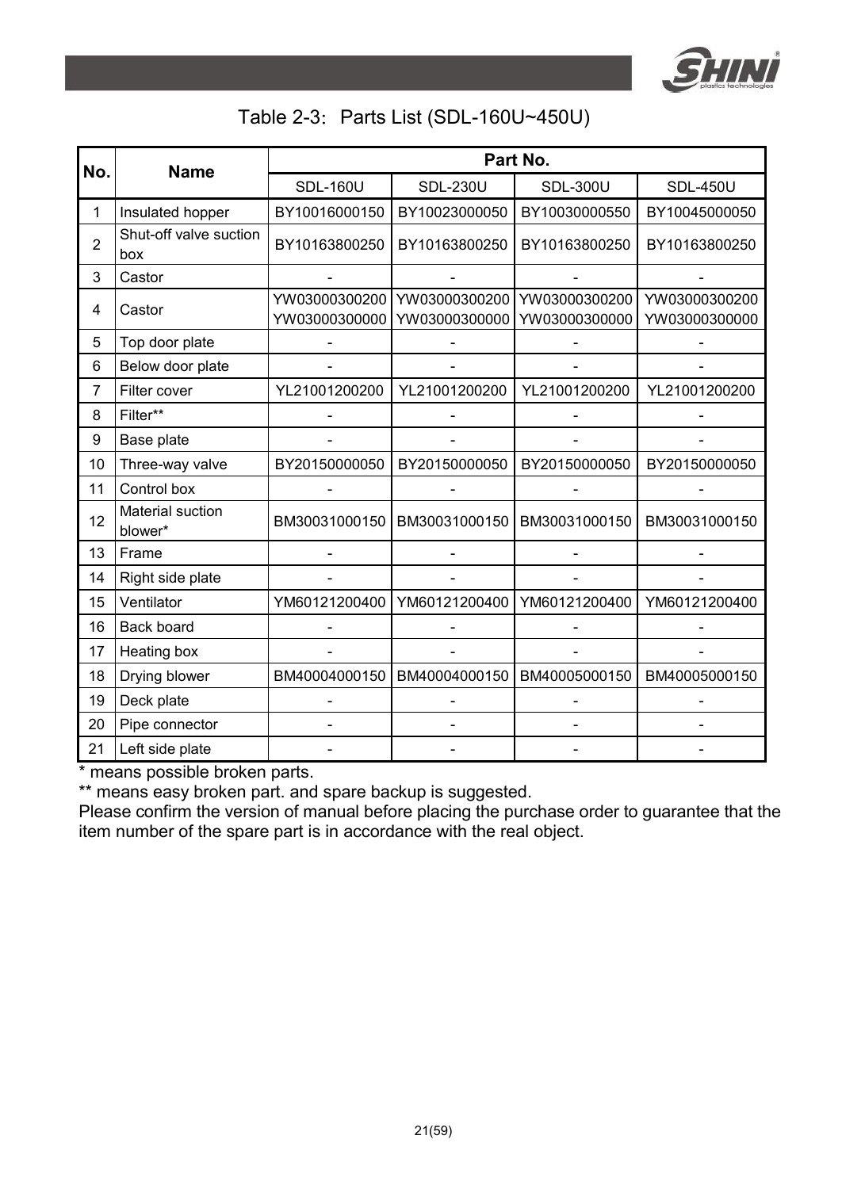## Table 2-3: Parts List (SDL-160U~450U)

| No. | Name | Part No. | | | |
|---|---|---|---|---|---|
| | | SDL-160U | SDL-230U | SDL-300U | SDL-450U |
| 1 | Insulated hopper | BY10016000150 | BY10023000050 | BY10030000550 | BY10045000050 |
| 2 | Shut-off valve suction box | BY10163800250 | BY10163800250 | BY10163800250 | BY10163800250 |
| 3 | Castor | - | - | - | - |
| 4 | Castor | YW03000300200 YW03000300000 | YW03000300200 YW03000300000 | YW03000300200 YW03000300000 | YW03000300200 YW03000300000 |
| 5 | Top door plate | - | - | - | - |
| 6 | Below door plate | - | - | - | - |
| 7 | Filter cover | YL21001200200 | YL21001200200 | YL21001200200 | YL21001200200 |
| 8 | Filter** | - | - | - | - |
| 9 | Base plate | - | - | - | - |
| 10 | Three-way valve | BY20150000050 | BY20150000050 | BY20150000050 | BY20150000050 |
| 11 | Control box | - | - | - | - |
| 12 | Material suction blower* | BM30031000150 | BM30031000150 | BM30031000150 | BM30031000150 |
| 13 | Frame | - | - | - | - |
| 14 | Right side plate | - | - | - | - |
| 15 | Ventilator | YM60121200400 | YM60121200400 | YM60121200400 | YM60121200400 |
| 16 | Back board | - | - | - | - |
| 17 | Heating box | - | - | - | - |
| 18 | Drying blower | BM40004000150 | BM40004000150 | BM40005000150 | BM40005000150 |
| 19 | Deck plate | - | - | - | - |
| 20 | Pipe connector | - | - | - | - |
| 21 | Left side plate | - | - | - | - |

* means possible broken parts.

** means easy broken part. and spare backup is suggested.

Please confirm the version of manual before placing the purchase order to guarantee that the item number of the spare part is in accordance with the real object.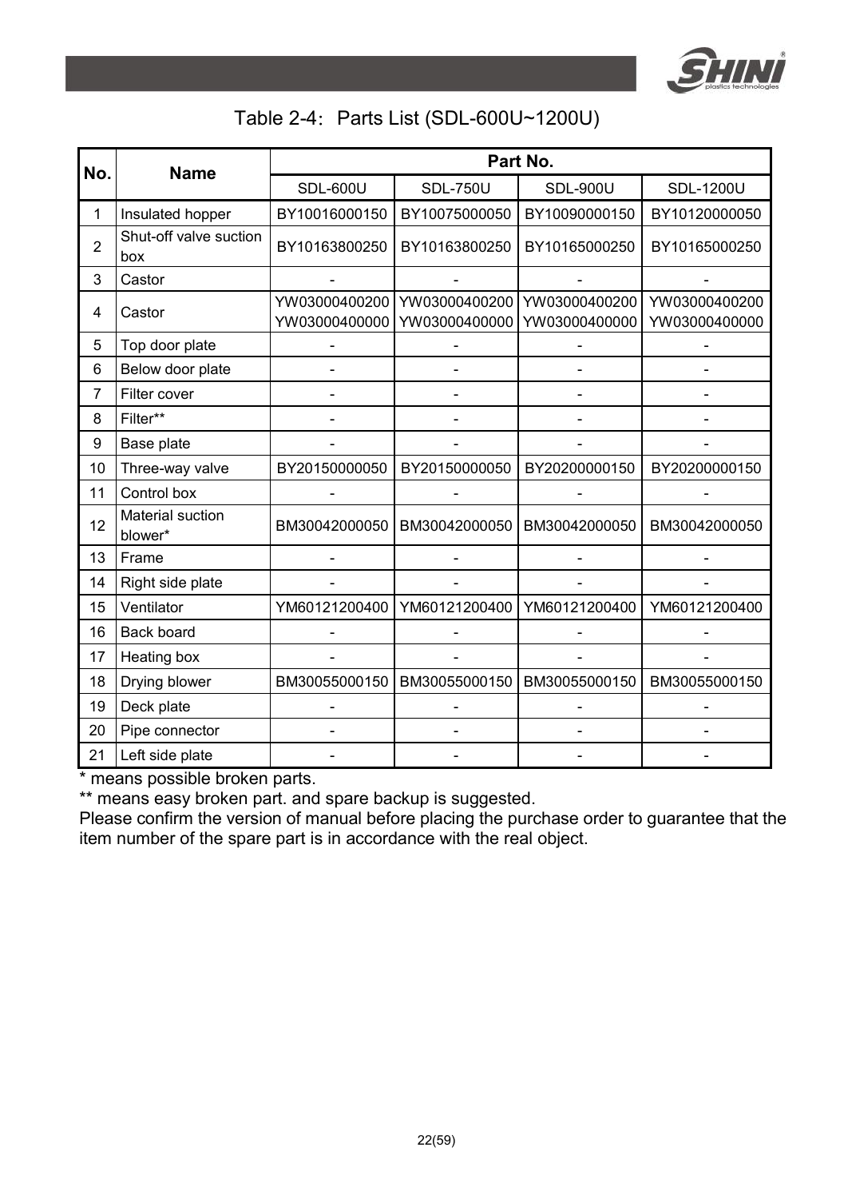Table 2-4: Parts List (SDL-600U~1200U)

| No. | Name | Part No. | | | |
|---|---|---|---|---|---|
| | | SDL-600U | SDL-750U | SDL-900U | SDL-1200U |
| 1 | Insulated hopper | BY10016000150 | BY10075000050 | BY10090000150 | BY10120000050 |
| 2 | Shut-off valve suction box | BY10163800250 | BY10163800250 | BY10165000250 | BY10165000250 |
| 3 | Castor | - | - | - | - |
| 4 | Castor | YW03000400200 YW03000400000 | YW03000400200 YW03000400000 | YW03000400200 YW03000400000 | YW03000400200 YW03000400000 |
| 5 | Top door plate | - | - | - | - |
| 6 | Below door plate | - | - | - | - |
| 7 | Filter cover | - | - | - | - |
| 8 | Filter** | - | - | - | - |
| 9 | Base plate | - | - | - | - |
| 10 | Three-way valve | BY20150000050 | BY20150000050 | BY20200000150 | BY20200000150 |
| 11 | Control box | - | - | - | - |
| 12 | Material suction blower* | BM30042000050 | BM30042000050 | BM30042000050 | BM30042000050 |
| 13 | Frame | - | - | - | - |
| 14 | Right side plate | - | - | - | - |
| 15 | Ventilator | YM60121200400 | YM60121200400 | YM60121200400 | YM60121200400 |
| 16 | Back board | - | - | - | - |
| 17 | Heating box | - | - | - | - |
| 18 | Drying blower | BM30055000150 | BM30055000150 | BM30055000150 | BM30055000150 |
| 19 | Deck plate | - | - | - | - |
| 20 | Pipe connector | - | - | - | - |
| 21 | Left side plate | - | - | - | - |

* means possible broken parts.

** means easy broken part. and spare backup is suggested.

Please confirm the version of manual before placing the purchase order to guarantee that the item number of the spare part is in accordance with the real object.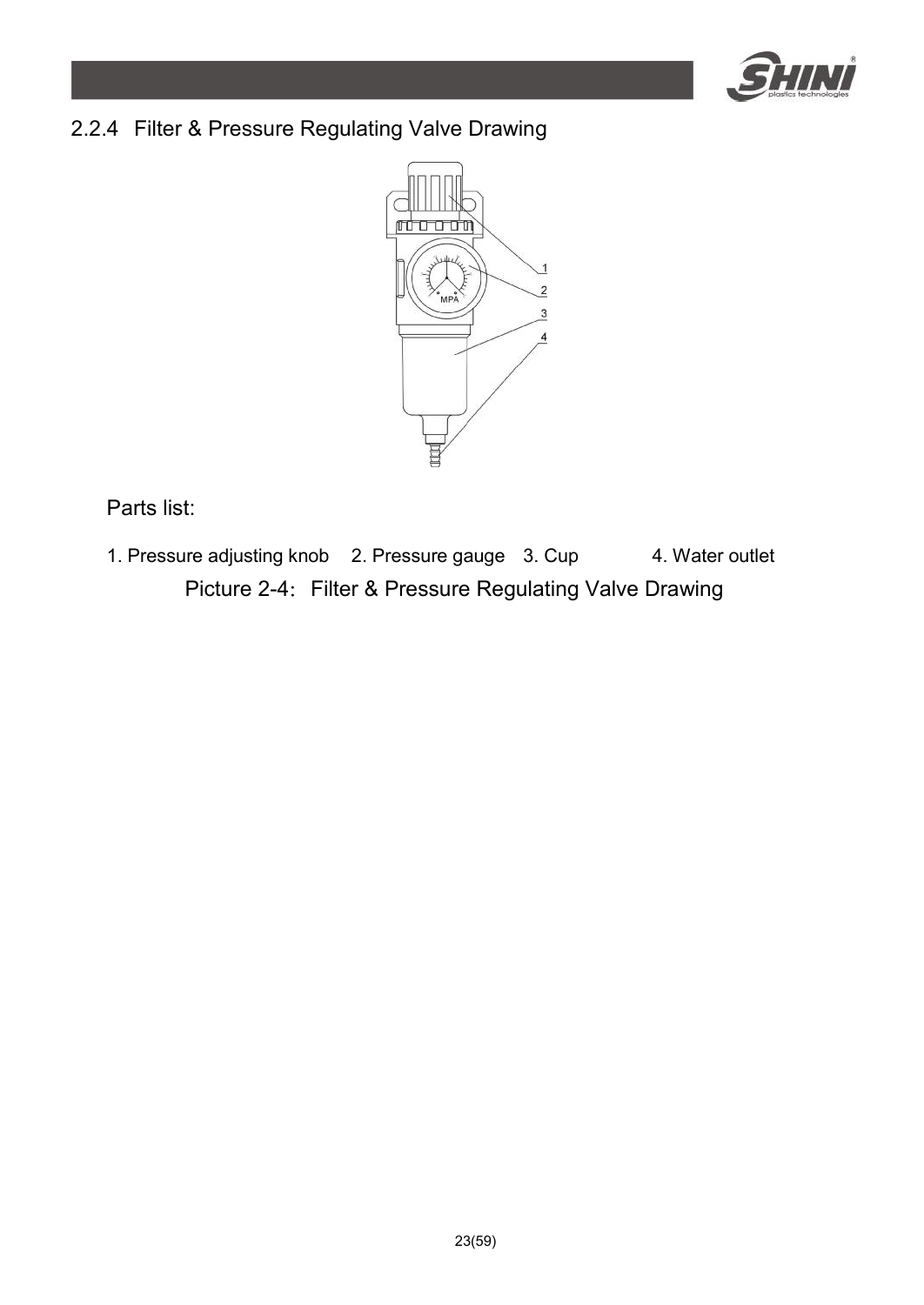## 2.2.4 Filter & Pressure Regulating Valve Drawing

Parts list:

1. Pressure adjusting knob 2. Pressure gauge 3. Cup 4. Water outlet

Picture 2-4: Filter & Pressure Regulating Valve Drawing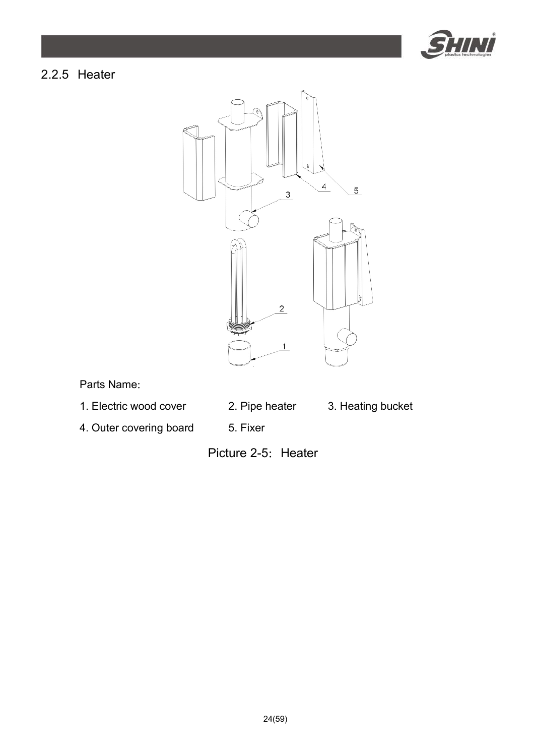## 2.2.5 Heater

5
4
3
2
1

Parts Name:

1. Electric wood cover　　2. Pipe heater　　3. Heating bucket

4. Outer covering board　　5. Fixer

Picture 2-5: Heater